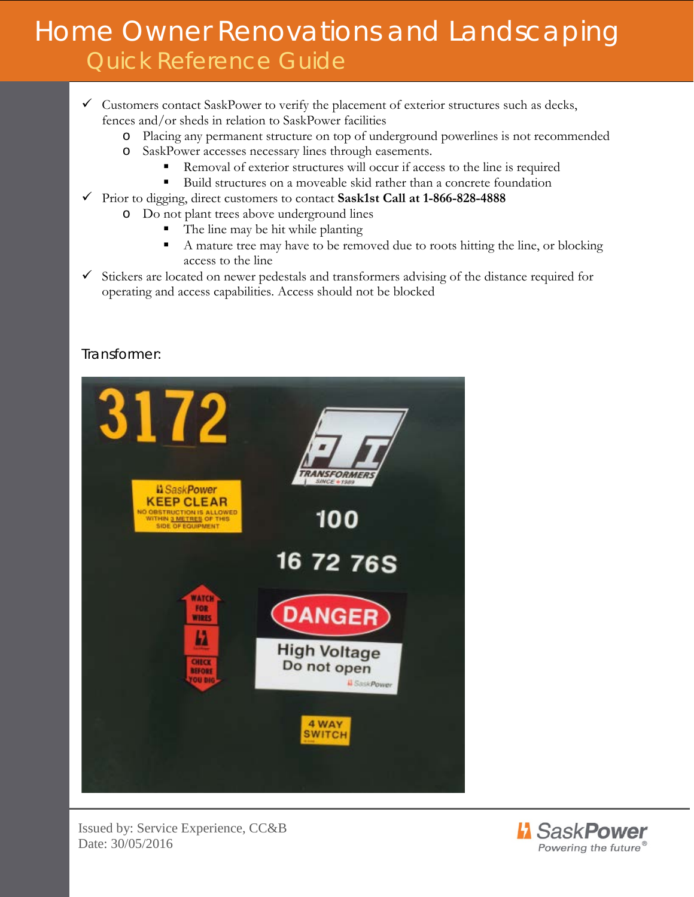# Home Owner Renovations and Landscaping

## Quick Reference Guide

- ✓ Customers contact SaskPower to verify the placement of exterior structures such as decks, fences and/or sheds in relation to SaskPower facilities
  - Placing any permanent structure on top of underground powerlines is not recommended
  - SaskPower accesses necessary lines through easements.
    - Removal of exterior structures will occur if access to the line is required
    - Build structures on a moveable skid rather than a concrete foundation
- ✓ Prior to digging, direct customers to contact **Sask1st Call at 1-866-828-4888**
  - Do not plant trees above underground lines
    - The line may be hit while planting
    - A mature tree may have to be removed due to roots hitting the line, or blocking access to the line
- ✓ Stickers are located on newer pedestals and transformers advising of the distance required for operating and access capabilities. Access should not be blocked

Transformer:

Issued by: Service Experience, CC&B
Date: 30/05/2016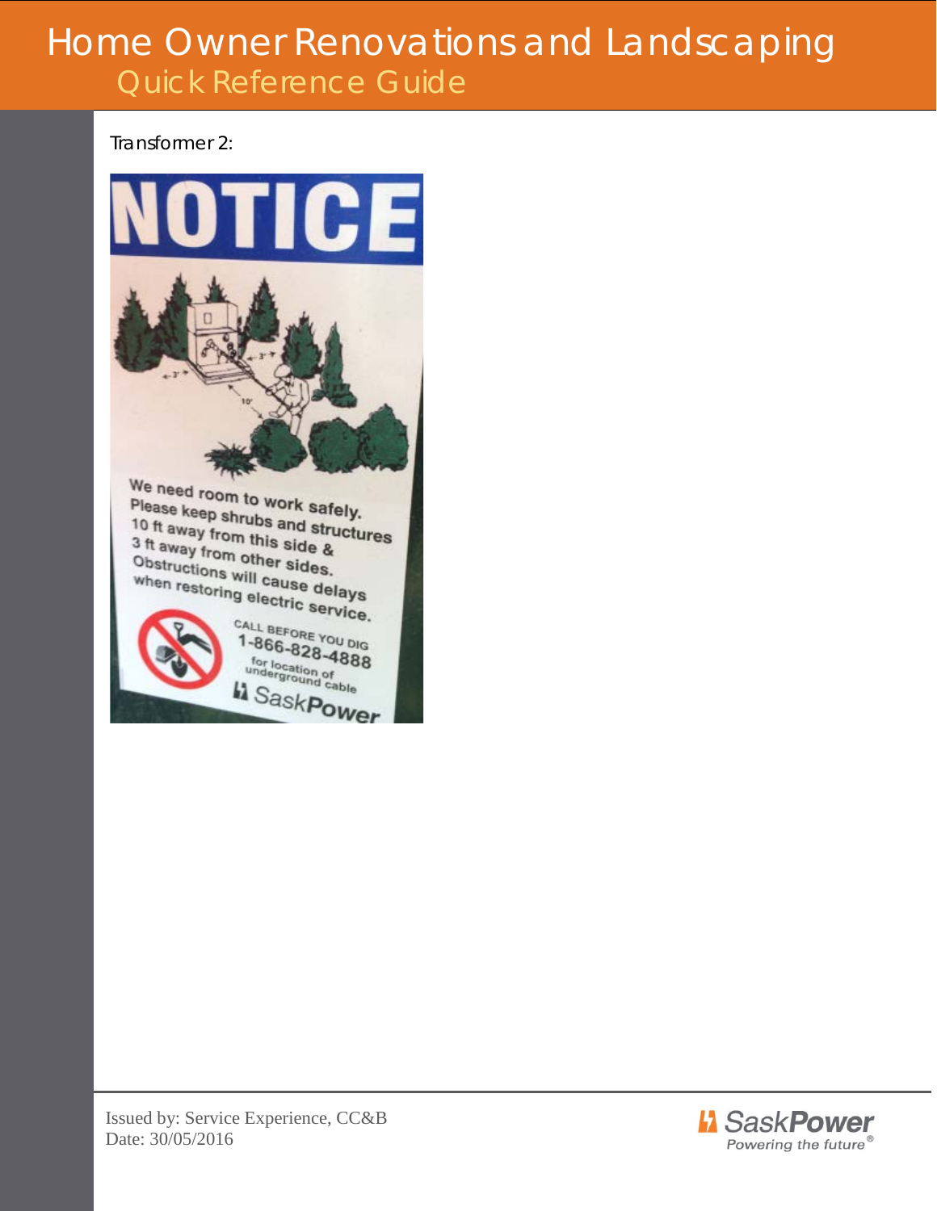Transformer 2:

# NOTICE

We need room to work safely.
Please keep shrubs and structures 10 ft away from this side & 3 ft away from other sides.
Obstructions will cause delays when restoring electric service.

CALL BEFORE YOU DIG
1-866-828-4888
for location of underground cable

SaskPower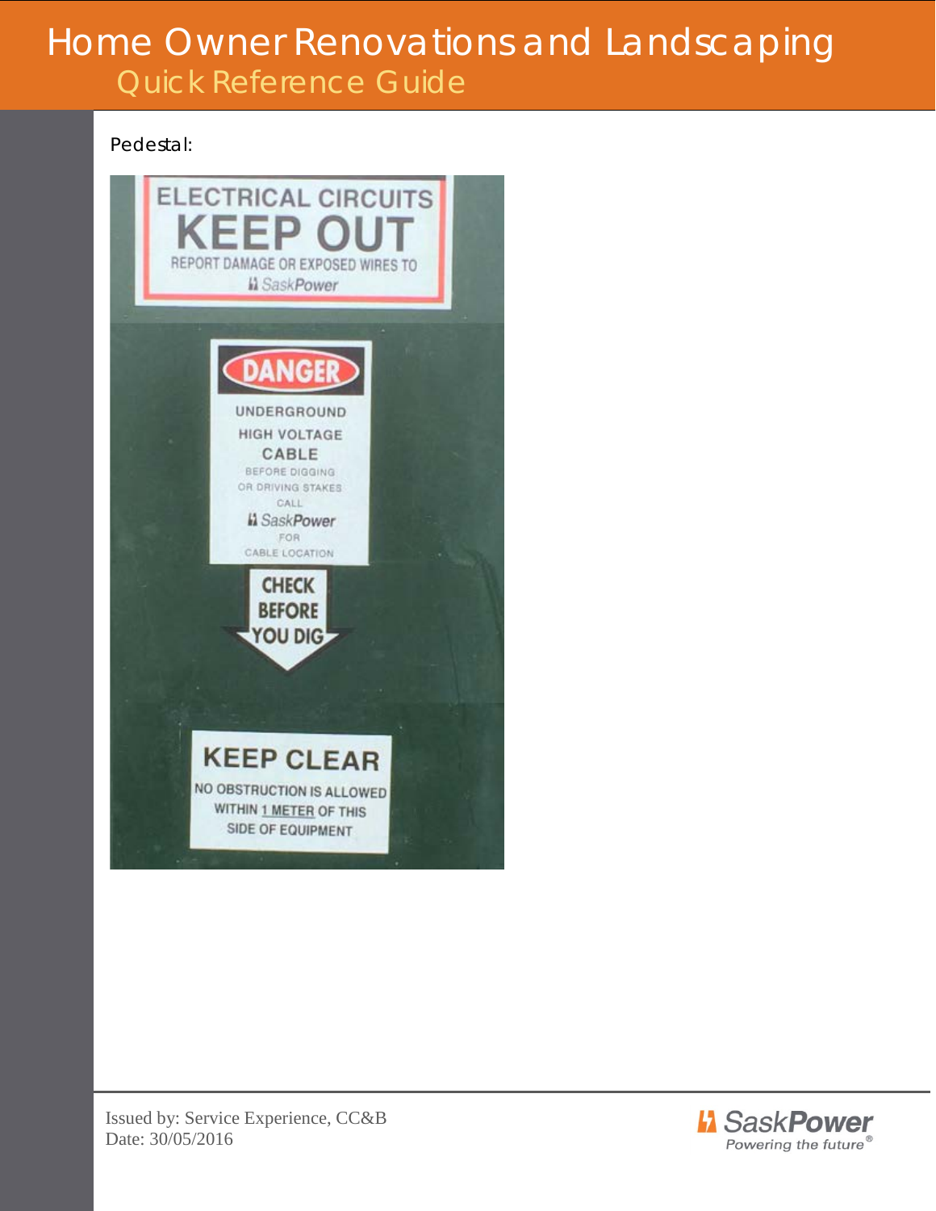Pedestal:

ELECTRICAL CIRCUITS
KEEP OUT
REPORT DAMAGE OR EXPOSED WIRES TO
SaskPower

DANGER
UNDERGROUND
HIGH VOLTAGE
CABLE
BEFORE DIGGING
OR DRIVING STAKES
CALL
SaskPower
FOR
CABLE LOCATION

CHECK
BEFORE
YOU DIG

KEEP CLEAR
NO OBSTRUCTION IS ALLOWED
WITHIN 1 METER OF THIS
SIDE OF EQUIPMENT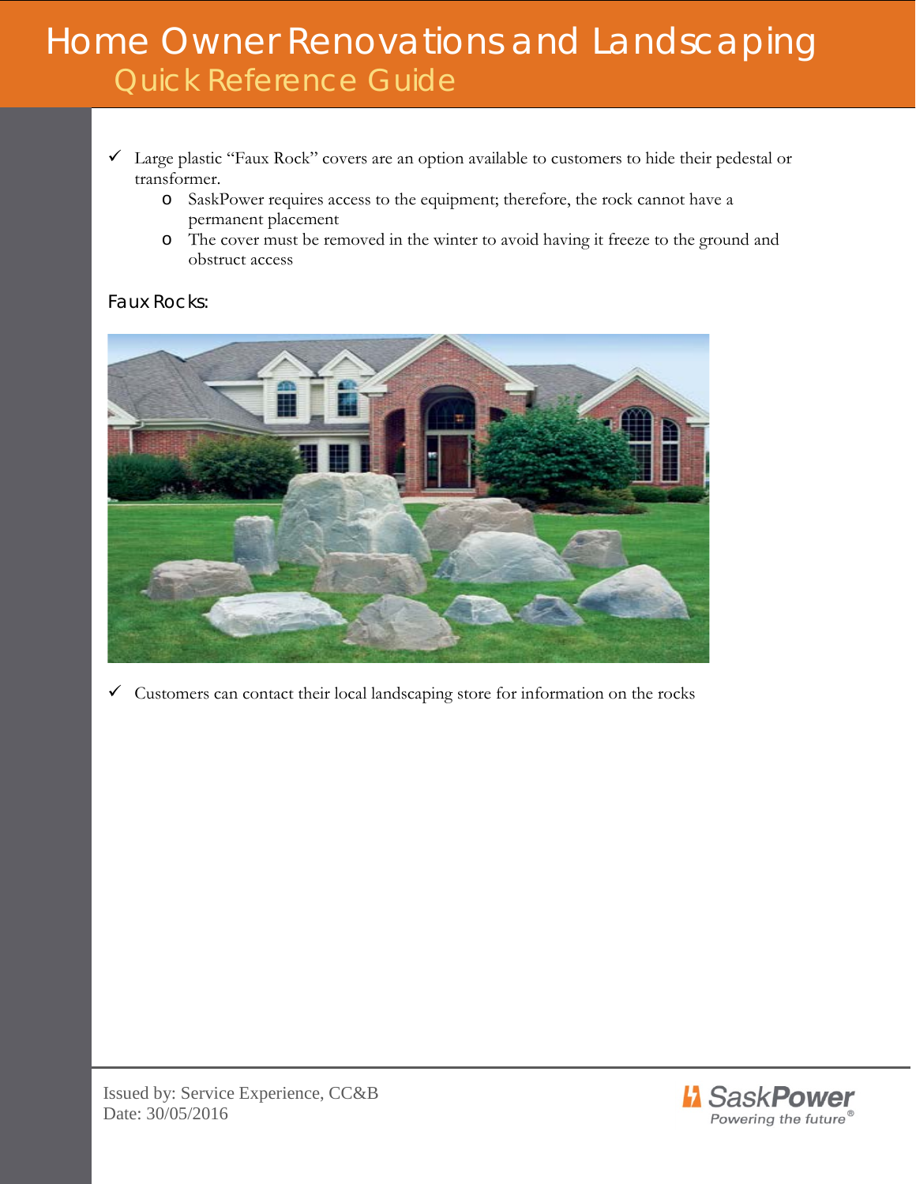- ✓ Large plastic "Faux Rock" covers are an option available to customers to hide their pedestal or transformer.
  - SaskPower requires access to the equipment; therefore, the rock cannot have a permanent placement
  - The cover must be removed in the winter to avoid having it freeze to the ground and obstruct access

Faux Rocks:

- ✓ Customers can contact their local landscaping store for information on the rocks

Issued by: Service Experience, CC&B
Date: 30/05/2016